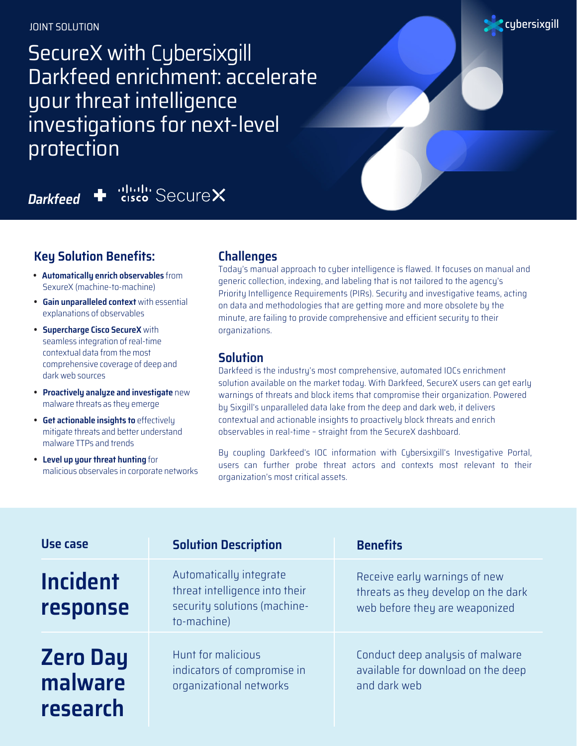JOINT SOLUTION

cybersixgill

# SecureX with Cybersixgill Darkfeed enrichment: accelerate your threat intelligence investigations for next-level protection

Darkfeed + cisco SecureX

## Key Solution Benefits:

- **Automatically enrich observables** from SexureX (machine-to-machine)
- **Gain unparalleled context** with essential explanations of observables
- **Supercharge Cisco SecureX** with seamless integration of real-time contextual data from the most comprehensive coverage of deep and dark web sources
- **Proactively analyze and investigate** new malware threats as they emerge
- **Get actionable insights to** effectively mitigate threats and better understand malware TTPs and trends
- **Level up your threat hunting** for malicious observales in corporate networks

## Challenges

Today's manual approach to cyber intelligence is flawed. It focuses on manual and generic collection, indexing, and labeling that is not tailored to the agency's Priority Intelligence Requirements (PIRs). Security and investigative teams, acting on data and methodologies that are getting more and more obsolete by the minute, are failing to provide comprehensive and efficient security to their organizations.

## Solution

Darkfeed is the industry's most comprehensive, automated IOCs enrichment solution available on the market today. With Darkfeed, SecureX users can get early warnings of threats and block items that compromise their organization. Powered by Sixgill's unparalleled data lake from the deep and dark web, it delivers contextual and actionable insights to proactively block threats and enrich observables in real-time – straight from the SecureX dashboard.

By coupling Darkfeed's IOC information with Cybersixgill's Investigative Portal, users can further probe threat actors and contexts most relevant to their organization's most critical assets.

| Use case | Solution Description | Benefits |
| --- | --- | --- |
| **Incident response** | Automatically integrate threat intelligence into their security solutions (machine-to-machine) | Receive early warnings of new threats as they develop on the dark web before they are weaponized |
| **Zero Day malware research** | Hunt for malicious indicators of compromise in organizational networks | Conduct deep analysis of malware available for download on the deep and dark web |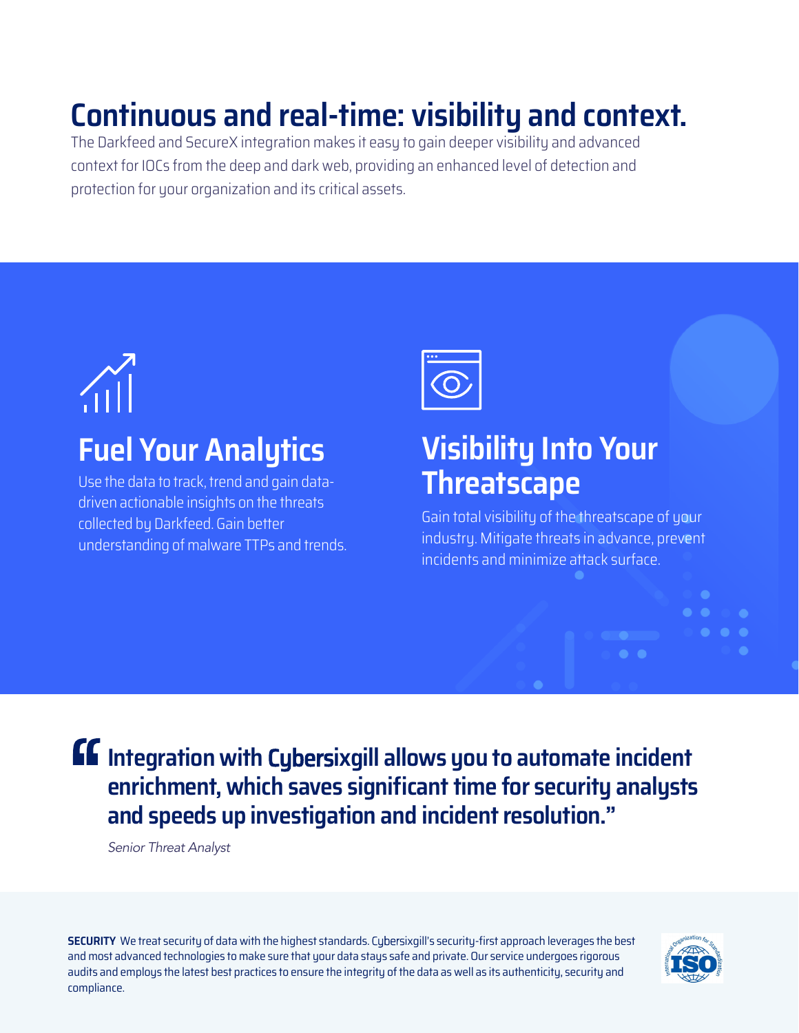# Continuous and real-time: visibility and context.

The Darkfeed and SecureX integration makes it easy to gain deeper visibility and advanced context for IOCs from the deep and dark web, providing an enhanced level of detection and protection for your organization and its critical assets.

## Fuel Your Analytics

Use the data to track, trend and gain data-driven actionable insights on the threats collected by Darkfeed. Gain better understanding of malware TTPs and trends.

## Visibility Into Your Threatscape

Gain total visibility of the threatscape of your industry. Mitigate threats in advance, prevent incidents and minimize attack surface.

> **“Integration with Cybersixgill allows you to automate incident enrichment, which saves significant time for security analysts and speeds up investigation and incident resolution.”**
>
> *Senior Threat Analyst*

**SECURITY** We treat security of data with the highest standards. Cybersixgill's security-first approach leverages the best and most advanced technologies to make sure that your data stays safe and private. Our service undergoes rigorous audits and employs the latest best practices to ensure the integrity of the data as well as its authenticity, security and compliance.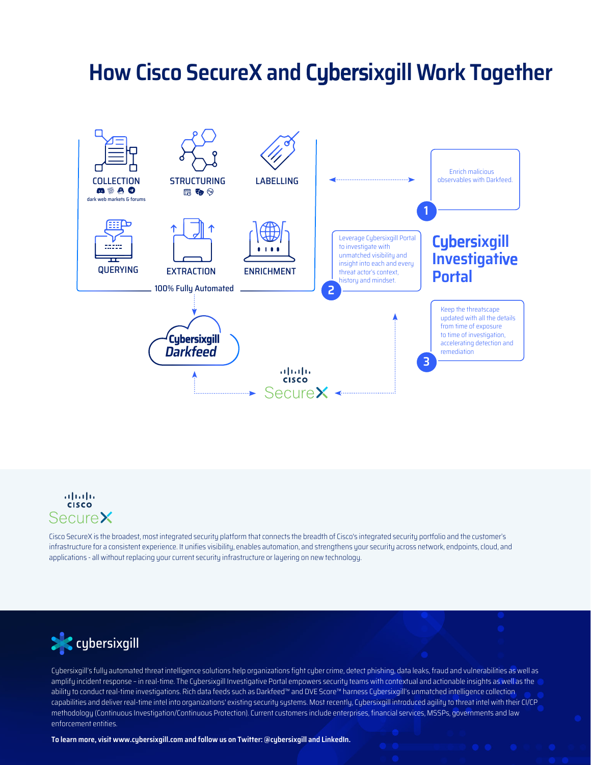# How Cisco SecureX and Cybersixgill Work Together

COLLECTION

dark web markets & forums

STRUCTURING

LABELLING

QUERYING

EXTRACTION

ENRICHMENT

100% Fully Automated

Cybersixgill Darkfeed

Cisco SecureX

Cybersixgill Investigative Portal

1 Enrich malicious observables with Darkfeed.

2 Leverage Cybersixgill Portal to investigate with unmatched visibility and insight into each and every threat actor's context, history and mindset.

3 Keep the threatscape updated with all the details from time of exposure to time of investigation, accelerating detection and remediation

## Cisco SecureX

Cisco SecureX is the broadest, most integrated security platform that connects the breadth of Cisco's integrated security portfolio and the customer's infrastructure for a consistent experience. It unifies visibility, enables automation, and strengthens your security across network, endpoints, cloud, and applications - all without replacing your current security infrastructure or layering on new technology.

## cybersixgill

Cybersixgill's fully automated threat intelligence solutions help organizations fight cyber crime, detect phishing, data leaks, fraud and vulnerabilities as well as amplify incident response – in real-time. The Cybersixgill Investigative Portal empowers security teams with contextual and actionable insights as well as the ability to conduct real-time investigations. Rich data feeds such as Darkfeed™ and DVE Score™ harness Cybersixgill's unmatched intelligence collection capabilities and deliver real-time intel into organizations' existing security systems. Most recently, Cybersixgill introduced agility to threat intel with their CI/CP methodology (Continuous Investigation/Continuous Protection). Current customers include enterprises, financial services, MSSPs, governments and law enforcement entities.

**To learn more, visit www.cybersixgill.com and follow us on Twitter: @cybersixgill and LinkedIn.**